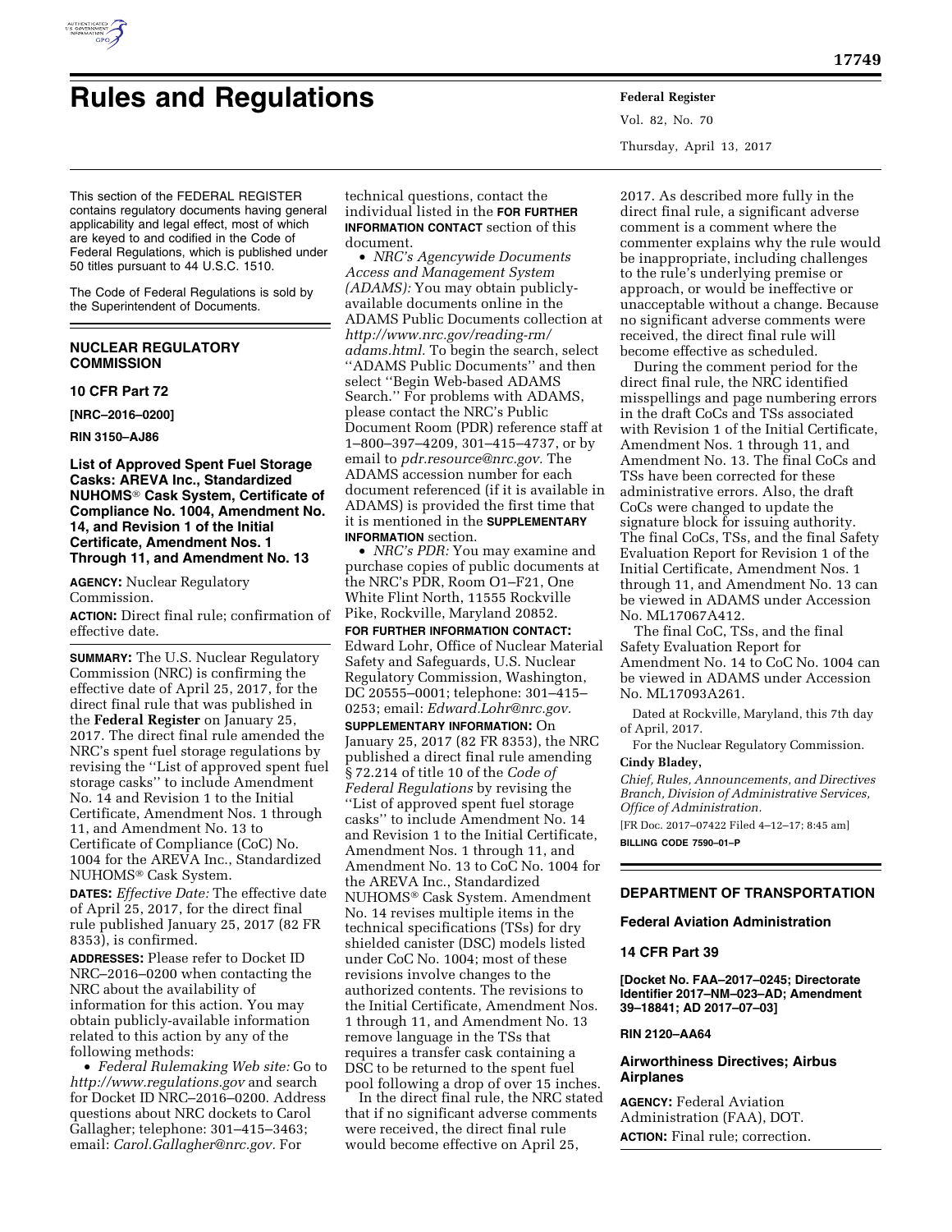# Rules and Regulations

This section of the FEDERAL REGISTER contains regulatory documents having general applicability and legal effect, most of which are keyed to and codified in the Code of Federal Regulations, which is published under 50 titles pursuant to 44 U.S.C. 1510.

The Code of Federal Regulations is sold by the Superintendent of Documents.

## NUCLEAR REGULATORY COMMISSION

### 10 CFR Part 72

**[NRC–2016–0200]**

**RIN 3150–AJ86**

### List of Approved Spent Fuel Storage Casks: AREVA Inc., Standardized NUHOMS® Cask System, Certificate of Compliance No. 1004, Amendment No. 14, and Revision 1 of the Initial Certificate, Amendment Nos. 1 Through 11, and Amendment No. 13

**AGENCY:** Nuclear Regulatory Commission.

**ACTION:** Direct final rule; confirmation of effective date.

**SUMMARY:** The U.S. Nuclear Regulatory Commission (NRC) is confirming the effective date of April 25, 2017, for the direct final rule that was published in the **Federal Register** on January 25, 2017. The direct final rule amended the NRC's spent fuel storage regulations by revising the ''List of approved spent fuel storage casks'' to include Amendment No. 14 and Revision 1 to the Initial Certificate, Amendment Nos. 1 through 11, and Amendment No. 13 to Certificate of Compliance (CoC) No. 1004 for the AREVA Inc., Standardized NUHOMS® Cask System.

**DATES:** *Effective Date:* The effective date of April 25, 2017, for the direct final rule published January 25, 2017 (82 FR 8353), is confirmed.

**ADDRESSES:** Please refer to Docket ID NRC–2016–0200 when contacting the NRC about the availability of information for this action. You may obtain publicly-available information related to this action by any of the following methods:

- *Federal Rulemaking Web site:* Go to *http://www.regulations.gov* and search for Docket ID NRC–2016–0200. Address questions about NRC dockets to Carol Gallagher; telephone: 301–415–3463; email: *Carol.Gallagher@nrc.gov.* For technical questions, contact the individual listed in the **FOR FURTHER INFORMATION CONTACT** section of this document.
- *NRC's Agencywide Documents Access and Management System (ADAMS):* You may obtain publicly-available documents online in the ADAMS Public Documents collection at *http://www.nrc.gov/reading-rm/adams.html.* To begin the search, select ''ADAMS Public Documents'' and then select ''Begin Web-based ADAMS Search.'' For problems with ADAMS, please contact the NRC's Public Document Room (PDR) reference staff at 1–800–397–4209, 301–415–4737, or by email to *pdr.resource@nrc.gov.* The ADAMS accession number for each document referenced (if it is available in ADAMS) is provided the first time that it is mentioned in the **SUPPLEMENTARY INFORMATION** section.
- *NRC's PDR:* You may examine and purchase copies of public documents at the NRC's PDR, Room O1–F21, One White Flint North, 11555 Rockville Pike, Rockville, Maryland 20852.

**FOR FURTHER INFORMATION CONTACT:** Edward Lohr, Office of Nuclear Material Safety and Safeguards, U.S. Nuclear Regulatory Commission, Washington, DC 20555–0001; telephone: 301–415–0253; email: *Edward.Lohr@nrc.gov.*

**SUPPLEMENTARY INFORMATION:** On January 25, 2017 (82 FR 8353), the NRC published a direct final rule amending § 72.214 of title 10 of the *Code of Federal Regulations* by revising the ''List of approved spent fuel storage casks'' to include Amendment No. 14 and Revision 1 to the Initial Certificate, Amendment Nos. 1 through 11, and Amendment No. 13 to CoC No. 1004 for the AREVA Inc., Standardized NUHOMS® Cask System. Amendment No. 14 revises multiple items in the technical specifications (TSs) for dry shielded canister (DSC) models listed under CoC No. 1004; most of these revisions involve changes to the authorized contents. The revisions to the Initial Certificate, Amendment Nos. 1 through 11, and Amendment No. 13 remove language in the TSs that requires a transfer cask containing a DSC to be returned to the spent fuel pool following a drop of over 15 inches.

In the direct final rule, the NRC stated that if no significant adverse comments were received, the direct final rule would become effective on April 25, 2017. As described more fully in the direct final rule, a significant adverse comment is a comment where the commenter explains why the rule would be inappropriate, including challenges to the rule's underlying premise or approach, or would be ineffective or unacceptable without a change. Because no significant adverse comments were received, the direct final rule will become effective as scheduled.

During the comment period for the direct final rule, the NRC identified misspellings and page numbering errors in the draft CoCs and TSs associated with Revision 1 of the Initial Certificate, Amendment Nos. 1 through 11, and Amendment No. 13. The final CoCs and TSs have been corrected for these administrative errors. Also, the draft CoCs were changed to update the signature block for issuing authority. The final CoCs, TSs, and the final Safety Evaluation Report for Revision 1 of the Initial Certificate, Amendment Nos. 1 through 11, and Amendment No. 13 can be viewed in ADAMS under Accession No. ML17067A412.

The final CoC, TSs, and the final Safety Evaluation Report for Amendment No. 14 to CoC No. 1004 can be viewed in ADAMS under Accession No. ML17093A261.

Dated at Rockville, Maryland, this 7th day of April, 2017.

For the Nuclear Regulatory Commission.

**Cindy Bladey,**

*Chief, Rules, Announcements, and Directives Branch, Division of Administrative Services, Office of Administration.*

[FR Doc. 2017–07422 Filed 4–12–17; 8:45 am]

**BILLING CODE 7590–01–P**

## DEPARTMENT OF TRANSPORTATION

### Federal Aviation Administration

### 14 CFR Part 39

**[Docket No. FAA–2017–0245; Directorate Identifier 2017–NM–023–AD; Amendment 39–18841; AD 2017–07–03]**

**RIN 2120–AA64**

### Airworthiness Directives; Airbus Airplanes

**AGENCY:** Federal Aviation Administration (FAA), DOT.

**ACTION:** Final rule; correction.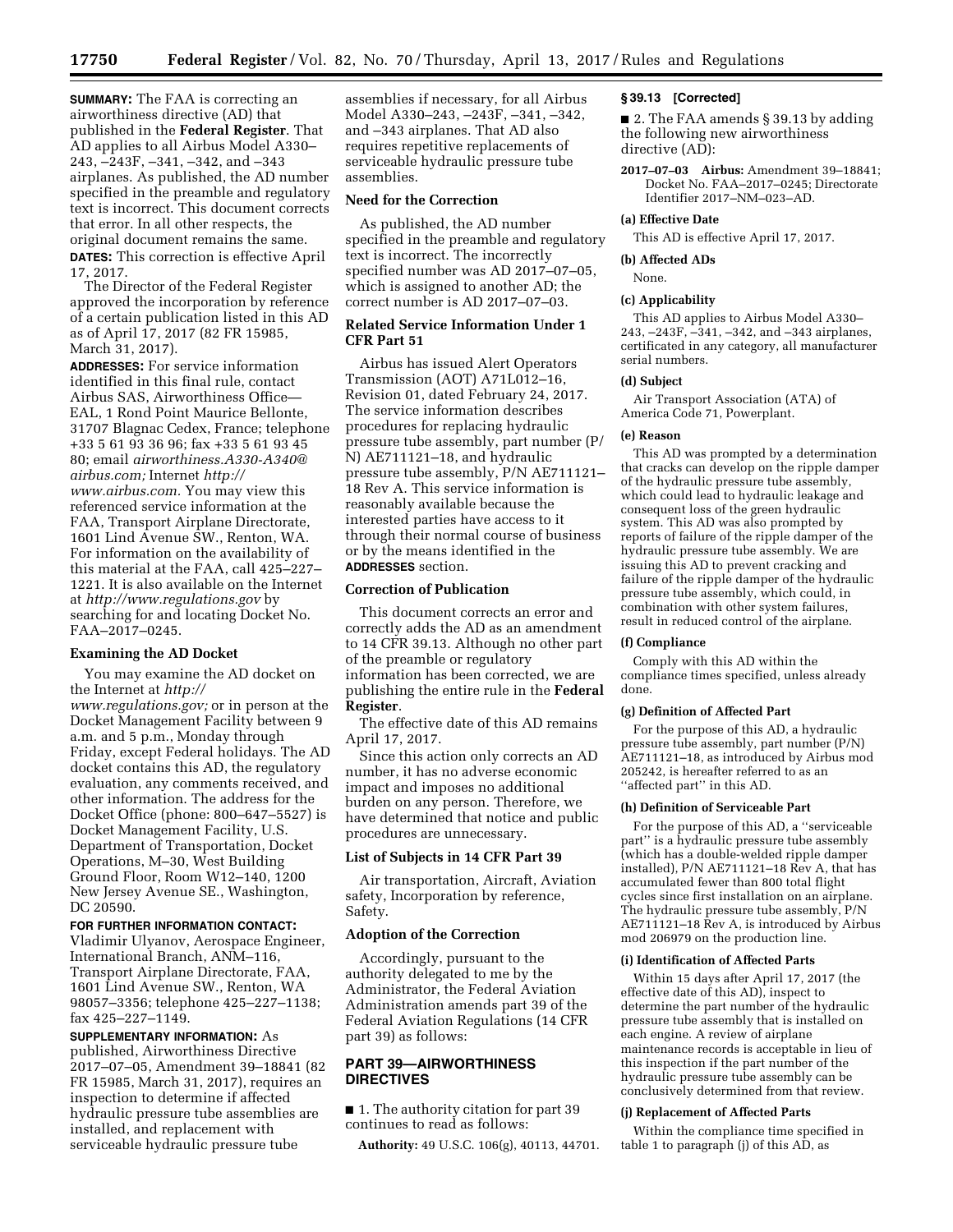**SUMMARY:** The FAA is correcting an airworthiness directive (AD) that published in the **Federal Register**. That AD applies to all Airbus Model A330–243, –243F, –341, –342, and –343 airplanes. As published, the AD number specified in the preamble and regulatory text is incorrect. This document corrects that error. In all other respects, the original document remains the same.

**DATES:** This correction is effective April 17, 2017.

The Director of the Federal Register approved the incorporation by reference of a certain publication listed in this AD as of April 17, 2017 (82 FR 15985, March 31, 2017).

**ADDRESSES:** For service information identified in this final rule, contact Airbus SAS, Airworthiness Office—EAL, 1 Rond Point Maurice Bellonte, 31707 Blagnac Cedex, France; telephone +33 5 61 93 36 96; fax +33 5 61 93 45 80; email *airworthiness.A330-A340@airbus.com;* Internet *http://www.airbus.com.* You may view this referenced service information at the FAA, Transport Airplane Directorate, 1601 Lind Avenue SW., Renton, WA. For information on the availability of this material at the FAA, call 425–227–1221. It is also available on the Internet at *http://www.regulations.gov* by searching for and locating Docket No. FAA–2017–0245.

## Examining the AD Docket

You may examine the AD docket on the Internet at *http://www.regulations.gov;* or in person at the Docket Management Facility between 9 a.m. and 5 p.m., Monday through Friday, except Federal holidays. The AD docket contains this AD, the regulatory evaluation, any comments received, and other information. The address for the Docket Office (phone: 800–647–5527) is Docket Management Facility, U.S. Department of Transportation, Docket Operations, M–30, West Building Ground Floor, Room W12–140, 1200 New Jersey Avenue SE., Washington, DC 20590.

**FOR FURTHER INFORMATION CONTACT:** Vladimir Ulyanov, Aerospace Engineer, International Branch, ANM–116, Transport Airplane Directorate, FAA, 1601 Lind Avenue SW., Renton, WA 98057–3356; telephone 425–227–1138; fax 425–227–1149.

**SUPPLEMENTARY INFORMATION:** As published, Airworthiness Directive 2017–07–05, Amendment 39–18841 (82 FR 15985, March 31, 2017), requires an inspection to determine if affected hydraulic pressure tube assemblies are installed, and replacement with serviceable hydraulic pressure tube assemblies if necessary, for all Airbus Model A330–243, –243F, –341, –342, and –343 airplanes. That AD also requires repetitive replacements of serviceable hydraulic pressure tube assemblies.

## Need for the Correction

As published, the AD number specified in the preamble and regulatory text is incorrect. The incorrectly specified number was AD 2017–07–05, which is assigned to another AD; the correct number is AD 2017–07–03.

## Related Service Information Under 1 CFR Part 51

Airbus has issued Alert Operators Transmission (AOT) A71L012–16, Revision 01, dated February 24, 2017. The service information describes procedures for replacing hydraulic pressure tube assembly, part number (P/N) AE711121–18, and hydraulic pressure tube assembly, P/N AE711121–18 Rev A. This service information is reasonably available because the interested parties have access to it through their normal course of business or by the means identified in the **ADDRESSES** section.

## Correction of Publication

This document corrects an error and correctly adds the AD as an amendment to 14 CFR 39.13. Although no other part of the preamble or regulatory information has been corrected, we are publishing the entire rule in the **Federal Register**.

The effective date of this AD remains April 17, 2017.

Since this action only corrects an AD number, it has no adverse economic impact and imposes no additional burden on any person. Therefore, we have determined that notice and public procedures are unnecessary.

## List of Subjects in 14 CFR Part 39

Air transportation, Aircraft, Aviation safety, Incorporation by reference, Safety.

## Adoption of the Correction

Accordingly, pursuant to the authority delegated to me by the Administrator, the Federal Aviation Administration amends part 39 of the Federal Aviation Regulations (14 CFR part 39) as follows:

## PART 39—AIRWORTHINESS DIRECTIVES

■ 1. The authority citation for part 39 continues to read as follows:

**Authority:** 49 U.S.C. 106(g), 40113, 44701.

### § 39.13 [Corrected]

■ 2. The FAA amends § 39.13 by adding the following new airworthiness directive (AD):

**2017–07–03 Airbus:** Amendment 39–18841; Docket No. FAA–2017–0245; Directorate Identifier 2017–NM–023–AD.

#### (a) Effective Date

This AD is effective April 17, 2017.

#### (b) Affected ADs

None.

#### (c) Applicability

This AD applies to Airbus Model A330–243, –243F, –341, –342, and –343 airplanes, certificated in any category, all manufacturer serial numbers.

#### (d) Subject

Air Transport Association (ATA) of America Code 71, Powerplant.

#### (e) Reason

This AD was prompted by a determination that cracks can develop on the ripple damper of the hydraulic pressure tube assembly, which could lead to hydraulic leakage and consequent loss of the green hydraulic system. This AD was also prompted by reports of failure of the ripple damper of the hydraulic pressure tube assembly. We are issuing this AD to prevent cracking and failure of the ripple damper of the hydraulic pressure tube assembly, which could, in combination with other system failures, result in reduced control of the airplane.

#### (f) Compliance

Comply with this AD within the compliance times specified, unless already done.

#### (g) Definition of Affected Part

For the purpose of this AD, a hydraulic pressure tube assembly, part number (P/N) AE711121–18, as introduced by Airbus mod 205242, is hereafter referred to as an ''affected part'' in this AD.

#### (h) Definition of Serviceable Part

For the purpose of this AD, a ''serviceable part'' is a hydraulic pressure tube assembly (which has a double-welded ripple damper installed), P/N AE711121–18 Rev A, that has accumulated fewer than 800 total flight cycles since first installation on an airplane. The hydraulic pressure tube assembly, P/N AE711121–18 Rev A, is introduced by Airbus mod 206979 on the production line.

#### (i) Identification of Affected Parts

Within 15 days after April 17, 2017 (the effective date of this AD), inspect to determine the part number of the hydraulic pressure tube assembly that is installed on each engine. A review of airplane maintenance records is acceptable in lieu of this inspection if the part number of the hydraulic pressure tube assembly can be conclusively determined from that review.

#### (j) Replacement of Affected Parts

Within the compliance time specified in table 1 to paragraph (j) of this AD, as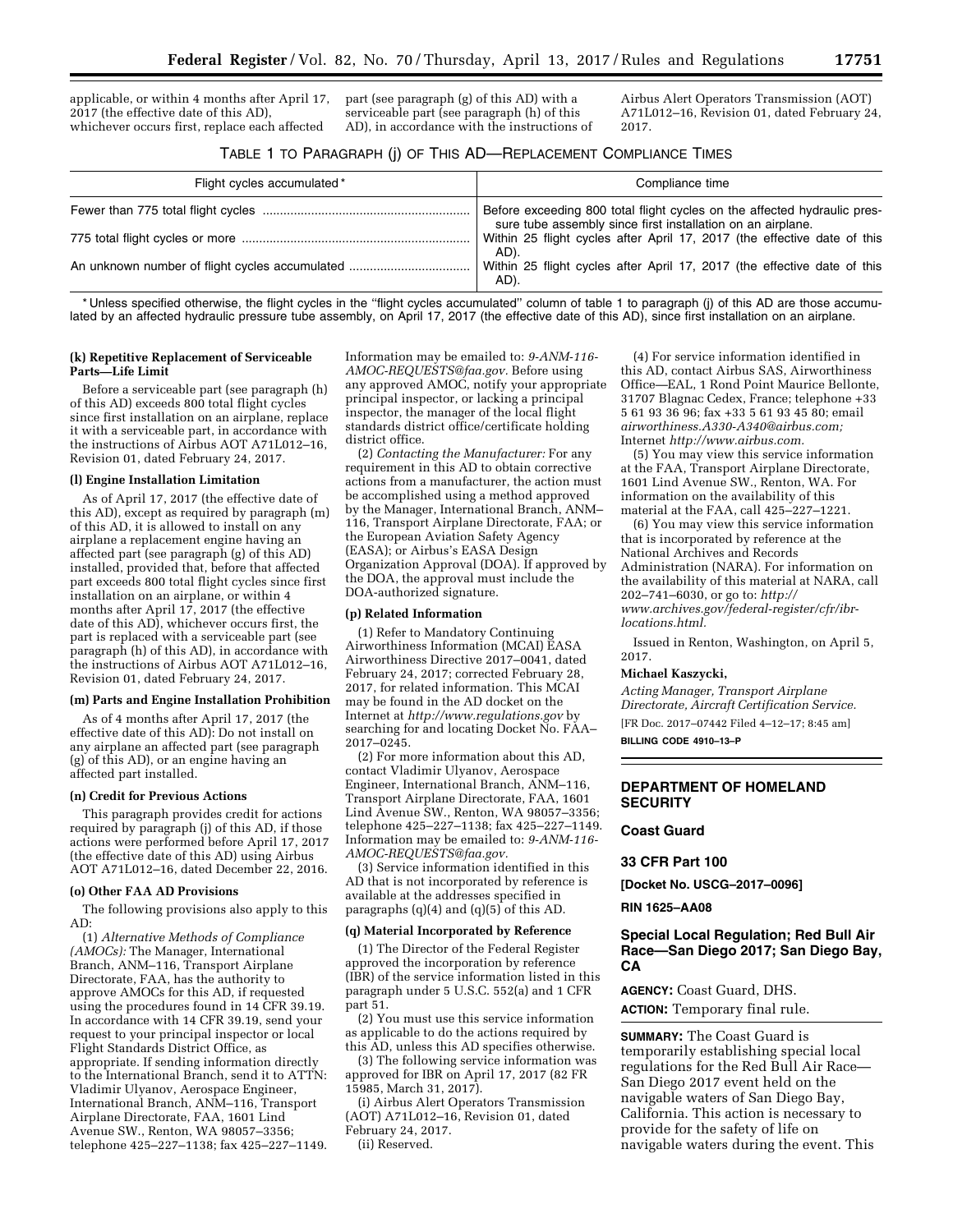applicable, or within 4 months after April 17, 2017 (the effective date of this AD), whichever occurs first, replace each affected part (see paragraph (g) of this AD) with a serviceable part (see paragraph (h) of this AD), in accordance with the instructions of Airbus Alert Operators Transmission (AOT) A71L012–16, Revision 01, dated February 24, 2017.

TABLE 1 TO PARAGRAPH (j) OF THIS AD—REPLACEMENT COMPLIANCE TIMES

| Flight cycles accumulated * | Compliance time |
| --- | --- |
| Fewer than 775 total flight cycles | Before exceeding 800 total flight cycles on the affected hydraulic pressure tube assembly since first installation on an airplane. |
| 775 total flight cycles or more | Within 25 flight cycles after April 17, 2017 (the effective date of this AD). |
| An unknown number of flight cycles accumulated | Within 25 flight cycles after April 17, 2017 (the effective date of this AD). |

* Unless specified otherwise, the flight cycles in the "flight cycles accumulated" column of table 1 to paragraph (j) of this AD are those accumulated by an affected hydraulic pressure tube assembly, on April 17, 2017 (the effective date of this AD), since first installation on an airplane.

**(k) Repetitive Replacement of Serviceable Parts—Life Limit**

Before a serviceable part (see paragraph (h) of this AD) exceeds 800 total flight cycles since first installation on an airplane, replace it with a serviceable part, in accordance with the instructions of Airbus AOT A71L012–16, Revision 01, dated February 24, 2017.

**(l) Engine Installation Limitation**

As of April 17, 2017 (the effective date of this AD), except as required by paragraph (m) of this AD, it is allowed to install on any airplane a replacement engine having an affected part (see paragraph (g) of this AD) installed, provided that, before that affected part exceeds 800 total flight cycles since first installation on an airplane, or within 4 months after April 17, 2017 (the effective date of this AD), whichever occurs first, the part is replaced with a serviceable part (see paragraph (h) of this AD), in accordance with the instructions of Airbus AOT A71L012–16, Revision 01, dated February 24, 2017.

**(m) Parts and Engine Installation Prohibition**

As of 4 months after April 17, 2017 (the effective date of this AD): Do not install on any airplane an affected part (see paragraph (g) of this AD), or an engine having an affected part installed.

**(n) Credit for Previous Actions**

This paragraph provides credit for actions required by paragraph (j) of this AD, if those actions were performed before April 17, 2017 (the effective date of this AD) using Airbus AOT A71L012–16, dated December 22, 2016.

**(o) Other FAA AD Provisions**

The following provisions also apply to this AD:

(1) *Alternative Methods of Compliance (AMOCs):* The Manager, International Branch, ANM–116, Transport Airplane Directorate, FAA, has the authority to approve AMOCs for this AD, if requested using the procedures found in 14 CFR 39.19. In accordance with 14 CFR 39.19, send your request to your principal inspector or local Flight Standards District Office, as appropriate. If sending information directly to the International Branch, send it to ATTN: Vladimir Ulyanov, Aerospace Engineer, International Branch, ANM–116, Transport Airplane Directorate, FAA, 1601 Lind Avenue SW., Renton, WA 98057–3356; telephone 425–227–1138; fax 425–227–1149. Information may be emailed to: *9-ANM-116-AMOC-REQUESTS@faa.gov.* Before using any approved AMOC, notify your appropriate principal inspector, or lacking a principal inspector, the manager of the local flight standards district office/certificate holding district office.

(2) *Contacting the Manufacturer:* For any requirement in this AD to obtain corrective actions from a manufacturer, the action must be accomplished using a method approved by the Manager, International Branch, ANM–116, Transport Airplane Directorate, FAA; or the European Aviation Safety Agency (EASA); or Airbus's EASA Design Organization Approval (DOA). If approved by the DOA, the approval must include the DOA-authorized signature.

**(p) Related Information**

(1) Refer to Mandatory Continuing Airworthiness Information (MCAI) EASA Airworthiness Directive 2017–0041, dated February 24, 2017; corrected February 28, 2017, for related information. This MCAI may be found in the AD docket on the Internet at *http://www.regulations.gov* by searching for and locating Docket No. FAA–2017–0245.

(2) For more information about this AD, contact Vladimir Ulyanov, Aerospace Engineer, International Branch, ANM–116, Transport Airplane Directorate, FAA, 1601 Lind Avenue SW., Renton, WA 98057–3356; telephone 425–227–1138; fax 425–227–1149. Information may be emailed to: *9-ANM-116-AMOC-REQUESTS@faa.gov.*

(3) Service information identified in this AD that is not incorporated by reference is available at the addresses specified in paragraphs (q)(4) and (q)(5) of this AD.

**(q) Material Incorporated by Reference**

(1) The Director of the Federal Register approved the incorporation by reference (IBR) of the service information listed in this paragraph under 5 U.S.C. 552(a) and 1 CFR part 51.

(2) You must use this service information as applicable to do the actions required by this AD, unless this AD specifies otherwise.

(3) The following service information was approved for IBR on April 17, 2017 (82 FR 15985, March 31, 2017).

(i) Airbus Alert Operators Transmission (AOT) A71L012–16, Revision 01, dated February 24, 2017.

(ii) Reserved.

(4) For service information identified in this AD, contact Airbus SAS, Airworthiness Office—EAL, 1 Rond Point Maurice Bellonte, 31707 Blagnac Cedex, France; telephone +33 5 61 93 36 96; fax +33 5 61 93 45 80; email *airworthiness.A330-A340@airbus.com;* Internet *http://www.airbus.com.*

(5) You may view this service information at the FAA, Transport Airplane Directorate, 1601 Lind Avenue SW., Renton, WA. For information on the availability of this material at the FAA, call 425–227–1221.

(6) You may view this service information that is incorporated by reference at the National Archives and Records Administration (NARA). For information on the availability of this material at NARA, call 202–741–6030, or go to: *http://www.archives.gov/federal-register/cfr/ibr-locations.html.*

Issued in Renton, Washington, on April 5, 2017.

**Michael Kaszycki,**

*Acting Manager, Transport Airplane Directorate, Aircraft Certification Service.*

[FR Doc. 2017–07442 Filed 4–12–17; 8:45 am]

**BILLING CODE 4910–13–P**

## DEPARTMENT OF HOMELAND SECURITY

### Coast Guard

### 33 CFR Part 100

**[Docket No. USCG–2017–0096]**

**RIN 1625–AA08**

### Special Local Regulation; Red Bull Air Race—San Diego 2017; San Diego Bay, CA

**AGENCY:** Coast Guard, DHS.

**ACTION:** Temporary final rule.

**SUMMARY:** The Coast Guard is temporarily establishing special local regulations for the Red Bull Air Race—San Diego 2017 event held on the navigable waters of San Diego Bay, California. This action is necessary to provide for the safety of life on navigable waters during the event. This